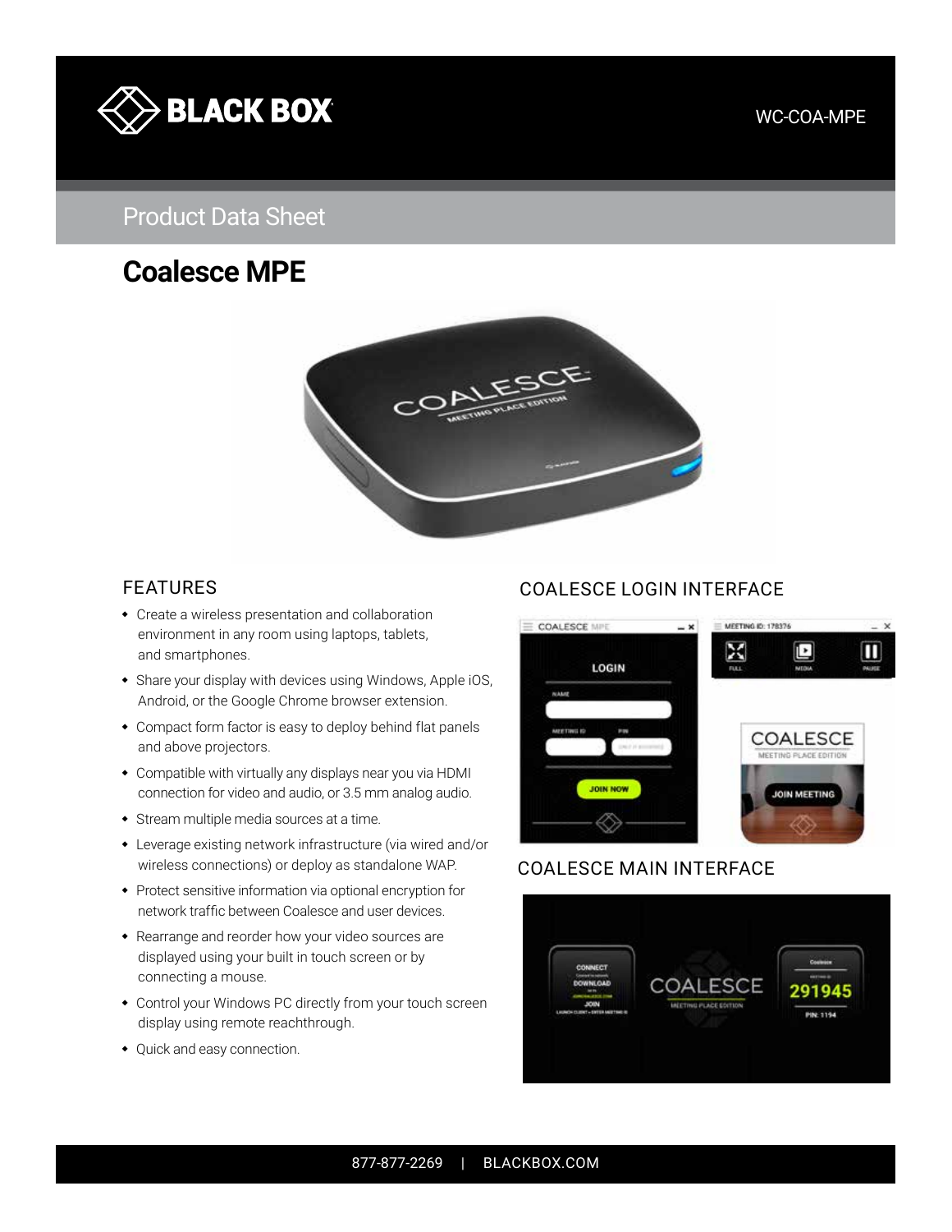WC-COA-MPE

Product Data Sheet

# Coalesce MPE

## FEATURES

- Create a wireless presentation and collaboration environment in any room using laptops, tablets, and smartphones.
- Share your display with devices using Windows, Apple iOS, Android, or the Google Chrome browser extension.
- Compact form factor is easy to deploy behind flat panels and above projectors.
- Compatible with virtually any displays near you via HDMI connection for video and audio, or 3.5 mm analog audio.
- Stream multiple media sources at a time.
- Leverage existing network infrastructure (via wired and/or wireless connections) or deploy as standalone WAP.
- Protect sensitive information via optional encryption for network traffic between Coalesce and user devices.
- Rearrange and reorder how your video sources are displayed using your built in touch screen or by connecting a mouse.
- Control your Windows PC directly from your touch screen display using remote reachthrough.
- Quick and easy connection.

## COALESCE LOGIN INTERFACE

## COALESCE MAIN INTERFACE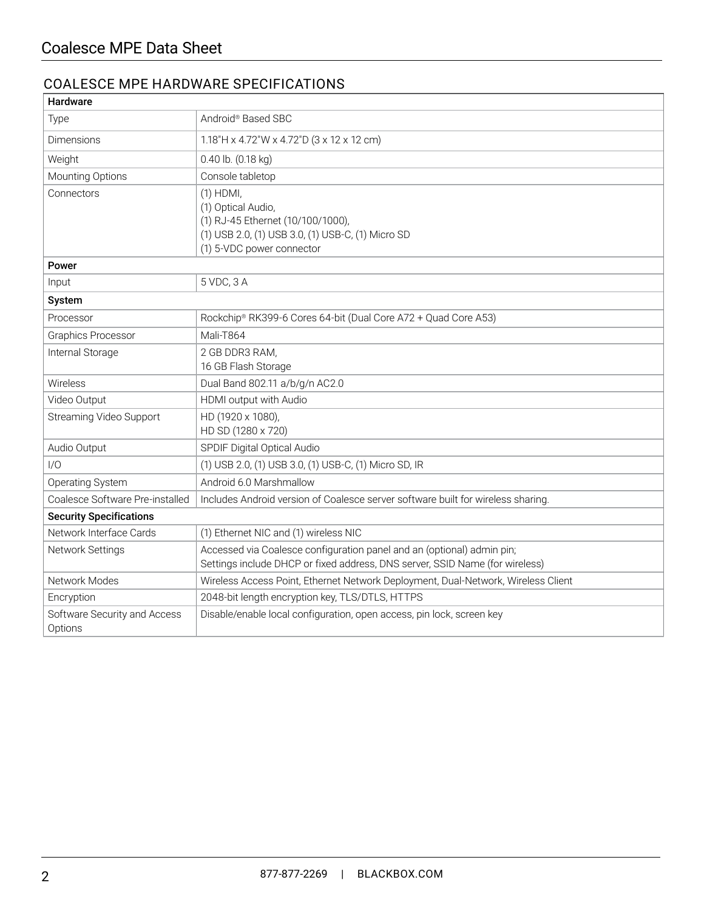## COALESCE MPE HARDWARE SPECIFICATIONS

| Hardware | |
|---|---|
| Type | Android® Based SBC |
| Dimensions | 1.18"H x 4.72"W x 4.72"D (3 x 12 x 12 cm) |
| Weight | 0.40 lb. (0.18 kg) |
| Mounting Options | Console tabletop |
| Connectors | (1) HDMI,<br>(1) Optical Audio,<br>(1) RJ-45 Ethernet (10/100/1000),<br>(1) USB 2.0, (1) USB 3.0, (1) USB-C, (1) Micro SD<br>(1) 5-VDC power connector |
| **Power** | |
| Input | 5 VDC, 3 A |
| **System** | |
| Processor | Rockchip® RK399-6 Cores 64-bit (Dual Core A72 + Quad Core A53) |
| Graphics Processor | Mali-T864 |
| Internal Storage | 2 GB DDR3 RAM,<br>16 GB Flash Storage |
| Wireless | Dual Band 802.11 a/b/g/n AC2.0 |
| Video Output | HDMI output with Audio |
| Streaming Video Support | HD (1920 x 1080),<br>HD SD (1280 x 720) |
| Audio Output | SPDIF Digital Optical Audio |
| I/O | (1) USB 2.0, (1) USB 3.0, (1) USB-C, (1) Micro SD, IR |
| Operating System | Android 6.0 Marshmallow |
| Coalesce Software Pre-installed | Includes Android version of Coalesce server software built for wireless sharing. |
| **Security Specifications** | |
| Network Interface Cards | (1) Ethernet NIC and (1) wireless NIC |
| Network Settings | Accessed via Coalesce configuration panel and an (optional) admin pin;<br>Settings include DHCP or fixed address, DNS server, SSID Name (for wireless) |
| Network Modes | Wireless Access Point, Ethernet Network Deployment, Dual-Network, Wireless Client |
| Encryption | 2048-bit length encryption key, TLS/DTLS, HTTPS |
| Software Security and Access Options | Disable/enable local configuration, open access, pin lock, screen key |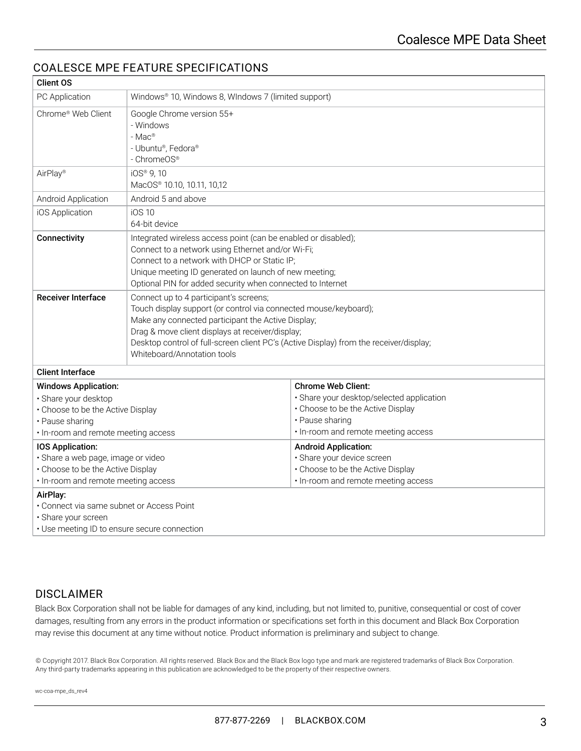## COALESCE MPE FEATURE SPECIFICATIONS

| | |
|---|---|
| **Client OS** | |
| PC Application | Windows® 10, Windows 8, WIndows 7 (limited support) |
| Chrome® Web Client | Google Chrome version 55+<br>- Windows<br>- Mac®<br>- Ubuntu®, Fedora®<br>- ChromeOS® |
| AirPlay® | iOS® 9, 10<br>MacOS® 10.10, 10.11, 10,12 |
| Android Application | Android 5 and above |
| iOS Application | iOS 10<br>64-bit device |
| **Connectivity** | Integrated wireless access point (can be enabled or disabled);<br>Connect to a network using Ethernet and/or Wi-Fi;<br>Connect to a network with DHCP or Static IP;<br>Unique meeting ID generated on launch of new meeting;<br>Optional PIN for added security when connected to Internet |
| **Receiver Interface** | Connect up to 4 participant's screens;<br>Touch display support (or control via connected mouse/keyboard);<br>Make any connected participant the Active Display;<br>Drag & move client displays at receiver/display;<br>Desktop control of full-screen client PC's (Active Display) from the receiver/display;<br>Whiteboard/Annotation tools |

| | |
|---|---|
| **Client Interface** | |
| **Windows Application:**<br>• Share your desktop<br>• Choose to be the Active Display<br>• Pause sharing<br>• In-room and remote meeting access | **Chrome Web Client:**<br>• Share your desktop/selected application<br>• Choose to be the Active Display<br>• Pause sharing<br>• In-room and remote meeting access |
| **IOS Application:**<br>• Share a web page, image or video<br>• Choose to be the Active Display<br>• In-room and remote meeting access | **Android Application:**<br>• Share your device screen<br>• Choose to be the Active Display<br>• In-room and remote meeting access |
| **AirPlay:**<br>• Connect via same subnet or Access Point<br>• Share your screen<br>• Use meeting ID to ensure secure connection | |

## DISCLAIMER

Black Box Corporation shall not be liable for damages of any kind, including, but not limited to, punitive, consequential or cost of cover damages, resulting from any errors in the product information or specifications set forth in this document and Black Box Corporation may revise this document at any time without notice. Product information is preliminary and subject to change.

© Copyright 2017. Black Box Corporation. All rights reserved. Black Box and the Black Box logo type and mark are registered trademarks of Black Box Corporation. Any third-party trademarks appearing in this publication are acknowledged to be the property of their respective owners.

wc-coa-mpe_ds_rev4

877-877-2269 | BLACKBOX.COM